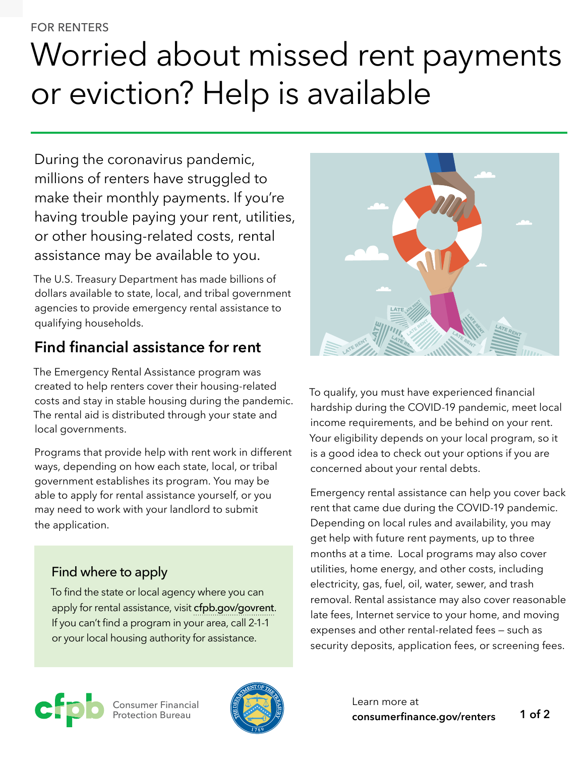FOR RENTERS

# Worried about missed rent payments or eviction? Help is available

During the coronavirus pandemic, millions of renters have struggled to make their monthly payments. If you're having trouble paying your rent, utilities, or other housing-related costs, rental assistance may be available to you.

The U.S. Treasury Department has made billions of dollars available to state, local, and tribal government agencies to provide emergency rental assistance to qualifying households.

## Find financial assistance for rent

The Emergency Rental Assistance program was created to help renters cover their housing-related costs and stay in stable housing during the pandemic. The rental aid is distributed through your state and local governments.

Programs that provide help with rent work in different ways, depending on how each state, local, or tribal government establishes its program. You may be able to apply for rental assistance yourself, or you may need to work with your landlord to submit the application.

### Find where to apply

To find the state or local agency where you can apply for rental assistance, visit cfpb.gov/govrent. If you can't find a program in your area, call 2-1-1 or your local housing authority for assistance.

To qualify, you must have experienced financial hardship during the COVID-19 pandemic, meet local income requirements, and be behind on your rent. Your eligibility depends on your local program, so it is a good idea to check out your options if you are concerned about your rental debts.

Emergency rental assistance can help you cover back rent that came due during the COVID-19 pandemic. Depending on local rules and availability, you may get help with future rent payments, up to three months at a time. Local programs may also cover utilities, home energy, and other costs, including electricity, gas, fuel, oil, water, sewer, and trash removal. Rental assistance may also cover reasonable late fees, Internet service to your home, and moving expenses and other rental-related fees – such as security deposits, application fees, or screening fees.

Consumer Financial Protection Bureau

Learn more at **consumerfinance.gov/renters**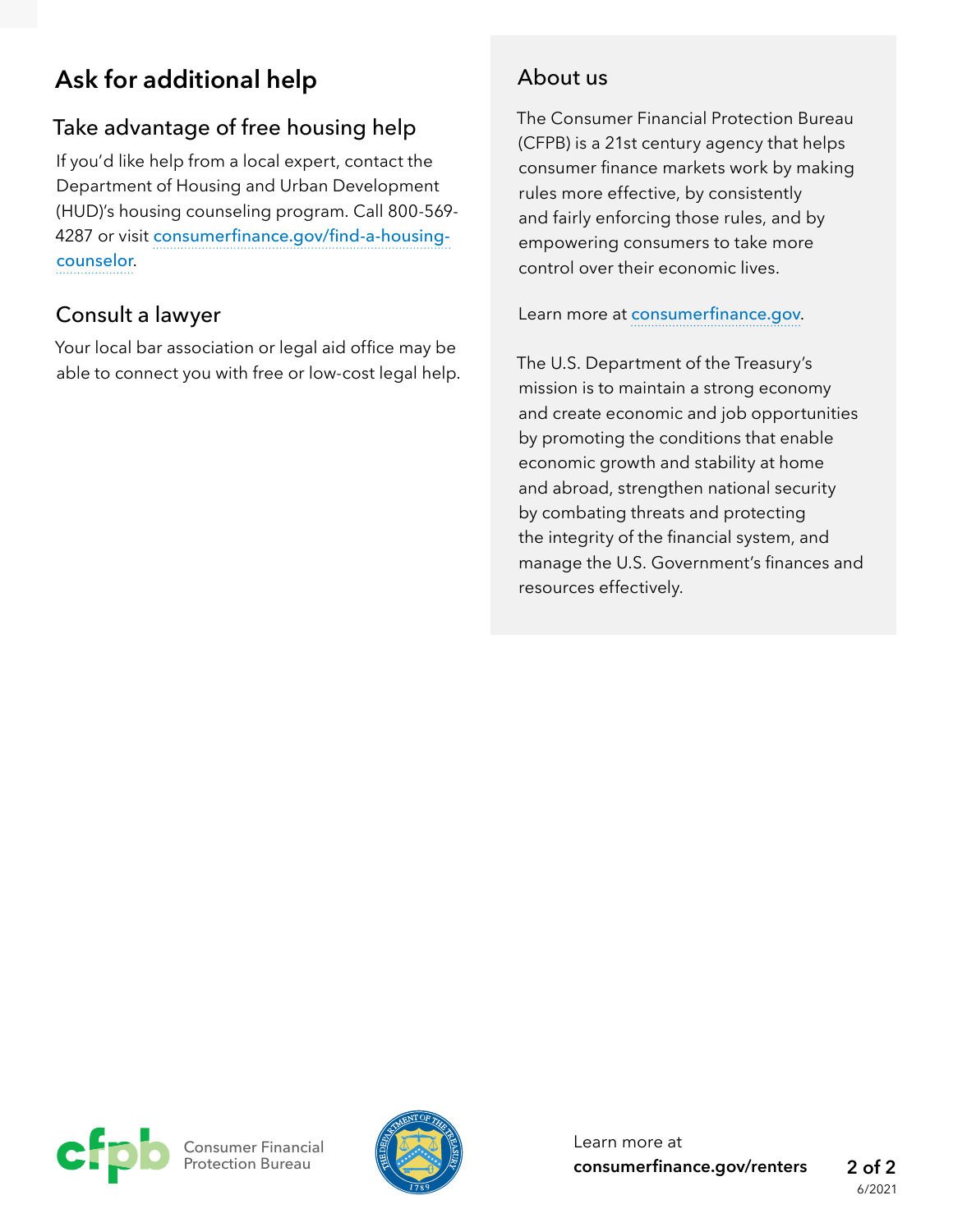## Ask for additional help

### Take advantage of free housing help

If you'd like help from a local expert, contact the Department of Housing and Urban Development (HUD)'s housing counseling program. Call 800-569-4287 or visit consumerfinance.gov/find-a-housing-counselor.

### Consult a lawyer

Your local bar association or legal aid office may be able to connect you with free or low-cost legal help.

### About us

The Consumer Financial Protection Bureau (CFPB) is a 21st century agency that helps consumer finance markets work by making rules more effective, by consistently and fairly enforcing those rules, and by empowering consumers to take more control over their economic lives.

Learn more at consumerfinance.gov.

The U.S. Department of the Treasury's mission is to maintain a strong economy and create economic and job opportunities by promoting the conditions that enable economic growth and stability at home and abroad, strengthen national security by combating threats and protecting the integrity of the financial system, and manage the U.S. Government's finances and resources effectively.

Consumer Financial Protection Bureau

Learn more at **consumerfinance.gov/renters**

6/2021